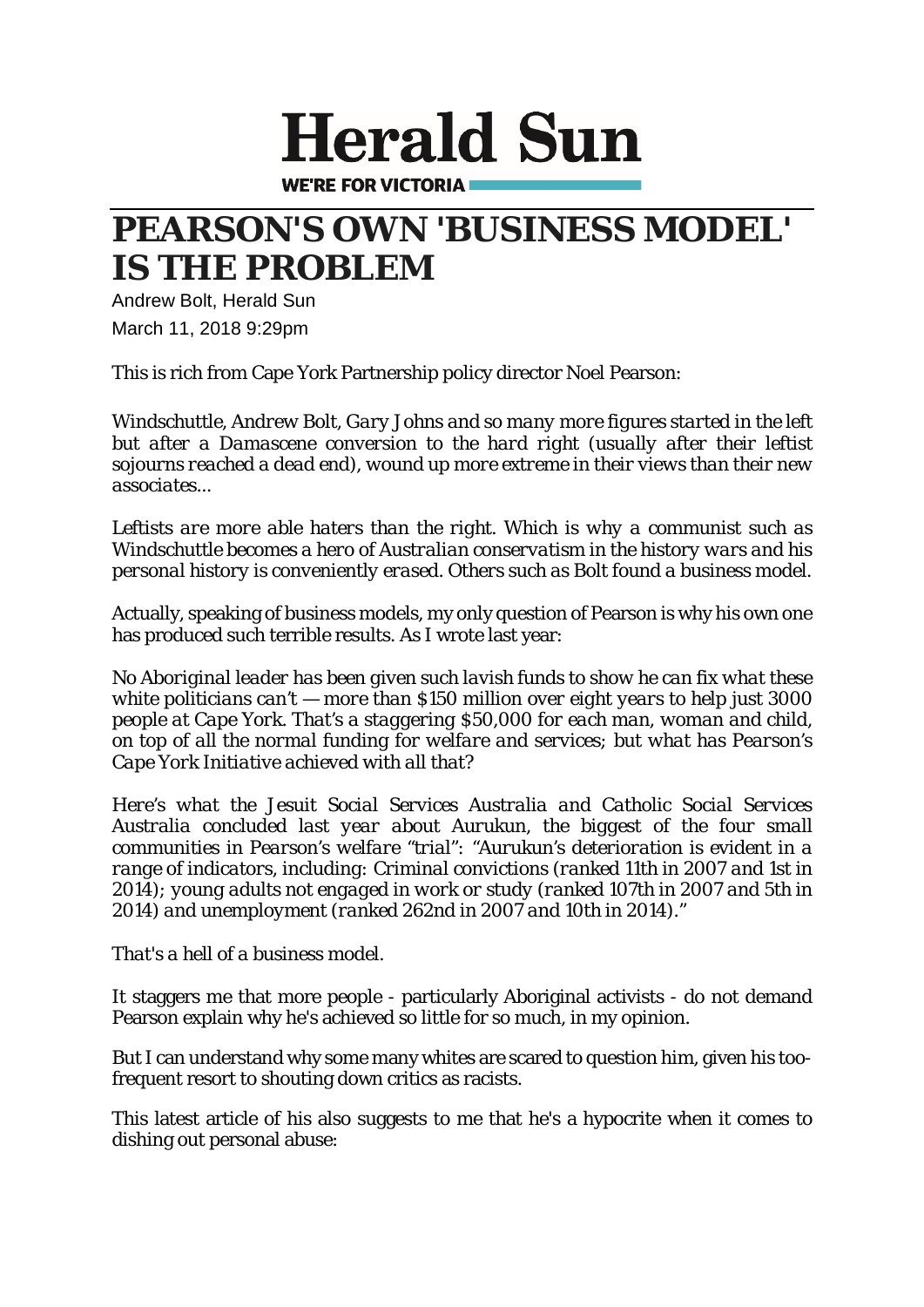# Herald Sun

WE'RE FOR VICTORIA

# PEARSON'S OWN 'BUSINESS MODEL' IS THE PROBLEM

Andrew Bolt, Herald Sun

March 11, 2018 9:29pm

This is rich from Cape York Partnership policy director Noel Pearson:

*Windschuttle, Andrew Bolt, Gary Johns and so many more figures started in the left but after a Damascene conversion to the hard right (usually after their leftist sojourns reached a dead end), wound up more extreme in their views than their new associates...*

*Leftists are more able haters than the right. Which is why a communist such as Windschuttle becomes a hero of Australian conservatism in the history wars and his personal history is conveniently erased. Others such as Bolt found a business model.*

Actually, speaking of business models, my only question of Pearson is why his own one has produced such terrible results. As I wrote last year:

*No Aboriginal leader has been given such lavish funds to show he can fix what these white politicians can't — more than $150 million over eight years to help just 3000 people at Cape York. That's a staggering $50,000 for each man, woman and child, on top of all the normal funding for welfare and services; but what has Pearson's Cape York Initiative achieved with all that?*

*Here's what the Jesuit Social Services Australia and Catholic Social Services Australia concluded last year about Aurukun, the biggest of the four small communities in Pearson's welfare "trial": "Aurukun's deterioration is evident in a range of indicators, including: Criminal convictions (ranked 11th in 2007 and 1st in 2014); young adults not engaged in work or study (ranked 107th in 2007 and 5th in 2014) and unemployment (ranked 262nd in 2007 and 10th in 2014)."*

*That's a hell of a business model.*

It staggers me that more people - particularly Aboriginal activists - do not demand Pearson explain why he's achieved so little for so much, in my opinion.

But I can understand why some many whites are scared to question him, given his too-frequent resort to shouting down critics as racists.

This latest article of his also suggests to me that he's a hypocrite when it comes to dishing out personal abuse: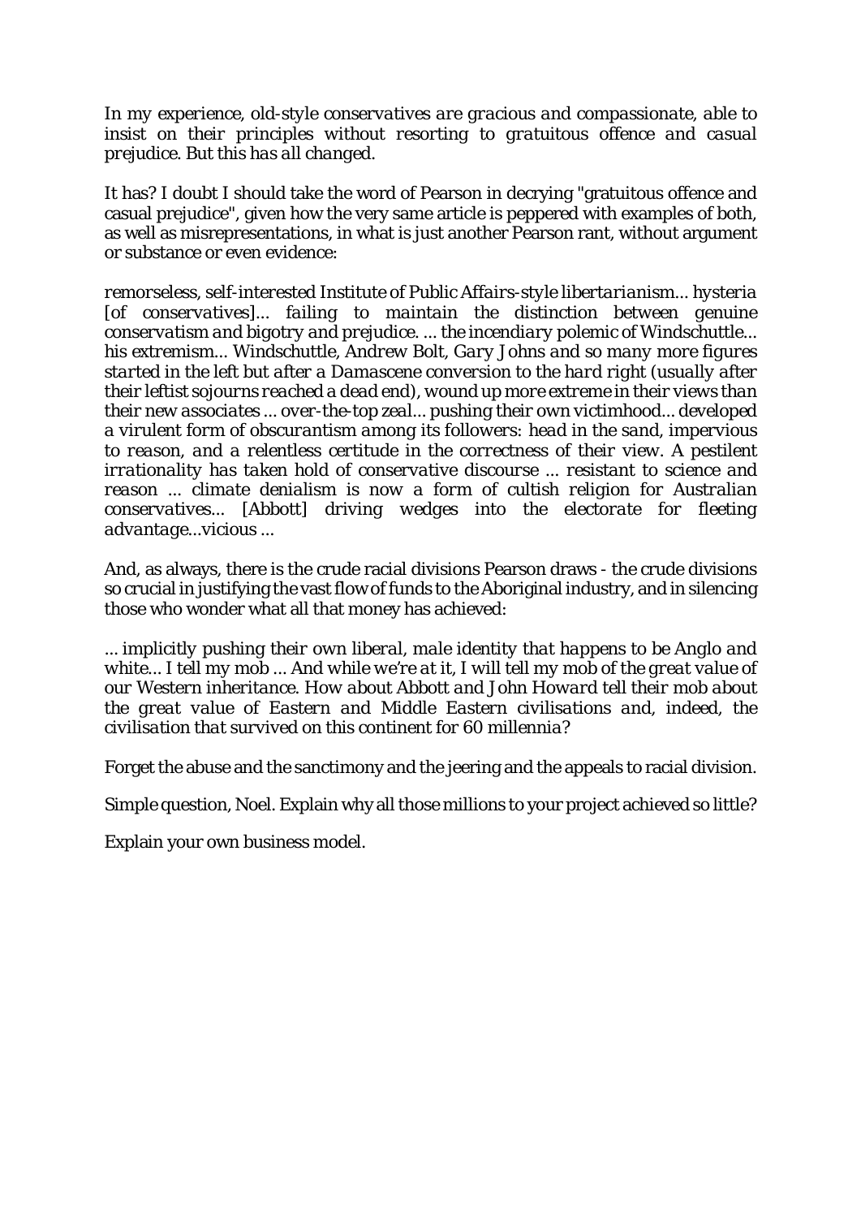*In my experience, old-style conservatives are gracious and compassionate, able to insist on their principles without resorting to gratuitous offence and casual prejudice. But this has all changed.*

It has? I doubt I should take the word of Pearson in decrying "gratuitous offence and casual prejudice", given how the very same article is peppered with examples of both, as well as misrepresentations, in what is just another Pearson rant, without argument or substance or even evidence:

*remorseless, self-interested Institute of Public Affairs-style libertarianism... hysteria [of conservatives]... failing to maintain the distinction between genuine conservatism and bigotry and prejudice. ... the incendiary polemic of Windschuttle... his extremism... Windschuttle, Andrew Bolt, Gary Johns and so many more figures started in the left but after a Damascene conversion to the hard right (usually after their leftist sojourns reached a dead end), wound up more extreme in their views than their new associates ... over-the-top zeal... pushing their own victimhood... developed a virulent form of obscurantism among its followers: head in the sand, impervious to reason, and a relentless certitude in the correctness of their view. A pestilent irrationality has taken hold of conservative discourse ... resistant to science and reason ... climate denialism is now a form of cultish religion for Australian conservatives... [Abbott] driving wedges into the electorate for fleeting advantage...vicious ...*

And, as always, there is the crude racial divisions Pearson draws - the crude divisions so crucial in justifying the vast flow of funds to the Aboriginal industry, and in silencing those who wonder what all that money has achieved:

*... implicitly pushing their own liberal, male identity that happens to be Anglo and white... I tell my mob ... And while we're at it, I will tell my mob of the great value of our Western inheritance. How about Abbott and John Howard tell their mob about the great value of Eastern and Middle Eastern civilisations and, indeed, the civilisation that survived on this continent for 60 millennia?*

Forget the abuse and the sanctimony and the jeering and the appeals to racial division.

Simple question, Noel. Explain why all those millions to your project achieved so little?

Explain your own business model.